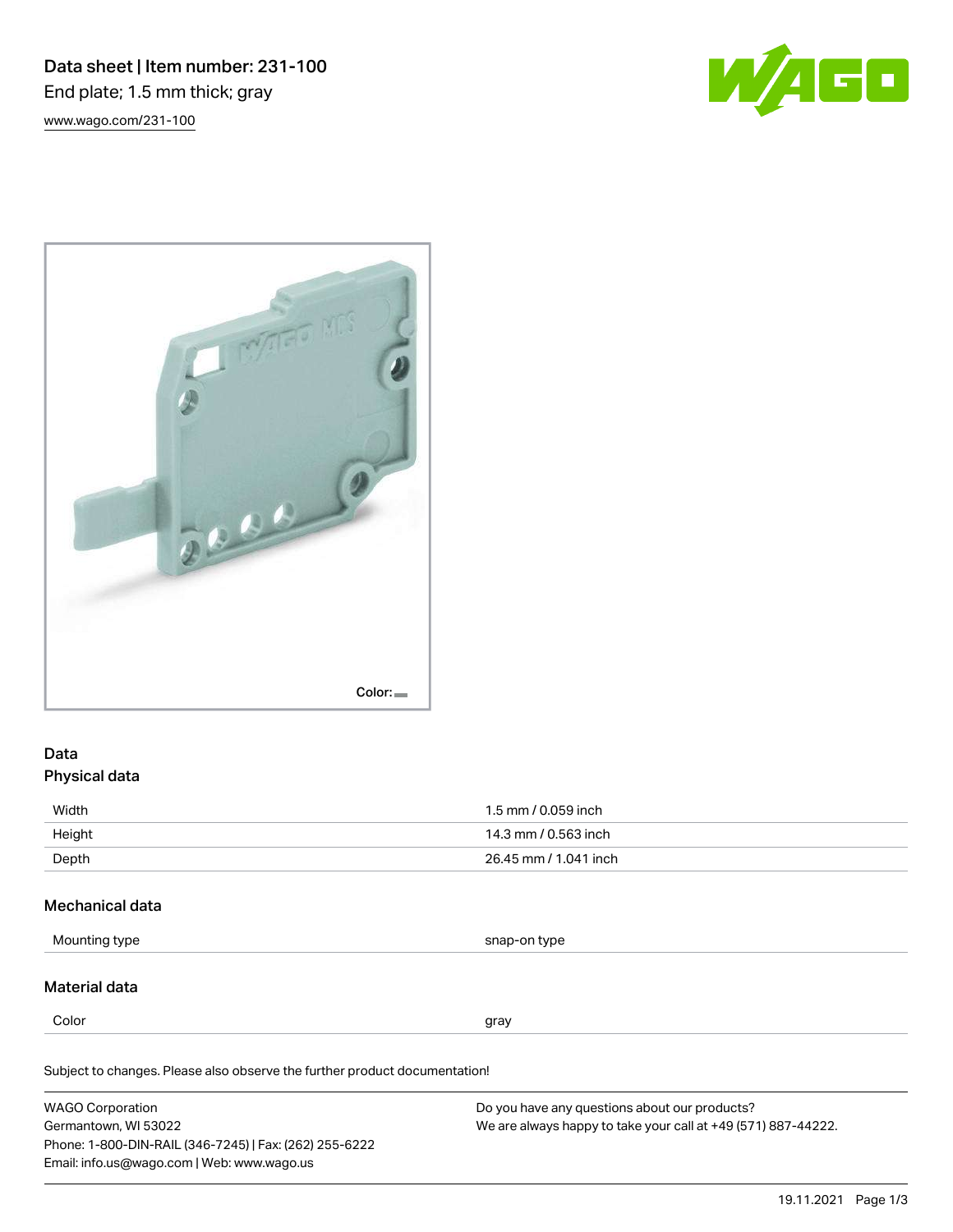# Data sheet | Item number: 231-100

End plate; 1.5 mm thick; gray

www.wago.com/231-100

Color:

## Data

### Physical data

| | |
|---|---|
| Width | 1.5 mm / 0.059 inch |
| Height | 14.3 mm / 0.563 inch |
| Depth | 26.45 mm / 1.041 inch |

### Mechanical data

| | |
|---|---|
| Mounting type | snap-on type |

### Material data

| | |
|---|---|
| Color | gray |

Subject to changes. Please also observe the further product documentation!

WAGO Corporation
Germantown, WI 53022
Phone: 1-800-DIN-RAIL (346-7245) | Fax: (262) 255-6222
Email: info.us@wago.com | Web: www.wago.us

Do you have any questions about our products?
We are always happy to take your call at +49 (571) 887-44222.

19.11.2021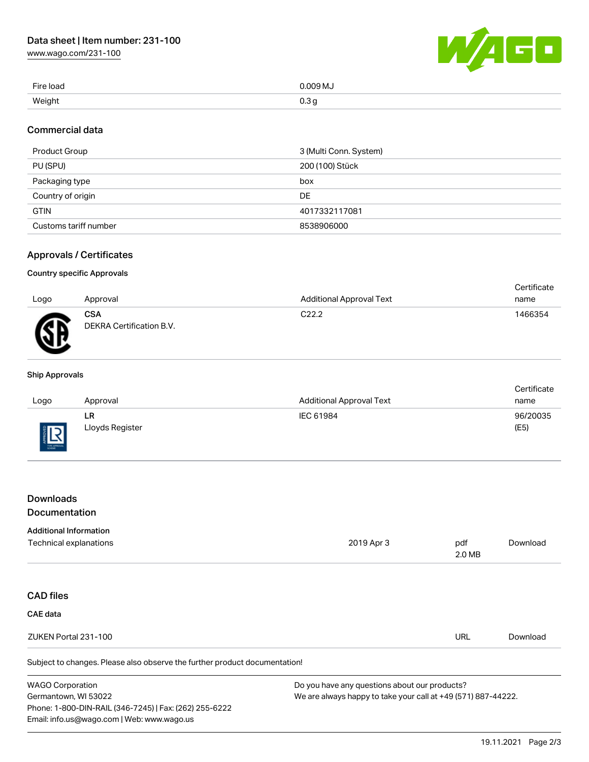| | |
|---|---|
| Fire load | 0.009 MJ |
| Weight | 0.3 g |

## Commercial data

| | |
|---|---|
| Product Group | 3 (Multi Conn. System) |
| PU (SPU) | 200 (100) Stück |
| Packaging type | box |
| Country of origin | DE |
| GTIN | 4017332117081 |
| Customs tariff number | 8538906000 |

## Approvals / Certificates

### Country specific Approvals

| Logo | Approval | Additional Approval Text | Certificate name |
|---|---|---|---|
| | **CSA** DEKRA Certification B.V. | C22.2 | 1466354 |

### Ship Approvals

| Logo | Approval | Additional Approval Text | Certificate name |
|---|---|---|---|
| | **LR** Lloyds Register | IEC 61984 | 96/20035 (E5) |

## Downloads Documentation

### Additional Information

| | | | |
|---|---|---|---|
| Technical explanations | 2019 Apr 3 | pdf 2.0 MB | Download |

## CAD files

### CAE data

| | | |
|---|---|---|
| ZUKEN Portal 231-100 | URL | Download |

Subject to changes. Please also observe the further product documentation!

WAGO Corporation
Germantown, WI 53022
Phone: 1-800-DIN-RAIL (346-7245) | Fax: (262) 255-6222
Email: info.us@wago.com | Web: www.wago.us

Do you have any questions about our products?
We are always happy to take your call at +49 (571) 887-44222.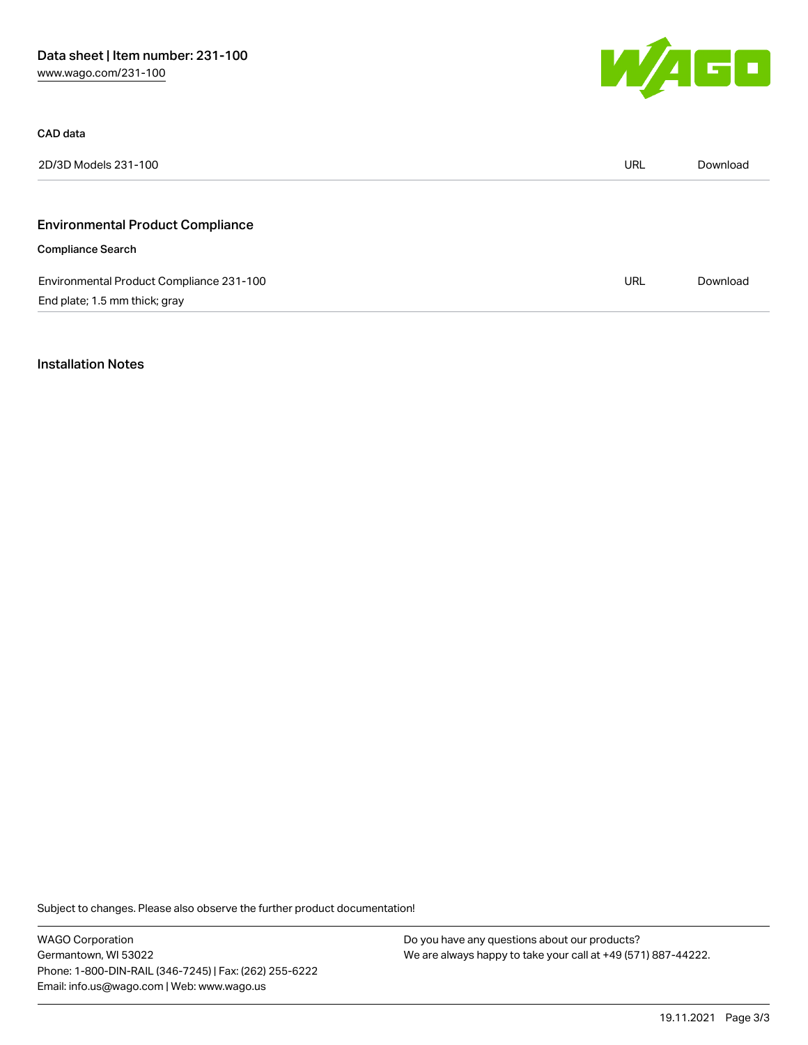#### CAD data

| | | |
|---|---|---|
| 2D/3D Models 231-100 | URL | Download |

## Environmental Product Compliance

#### Compliance Search

| | | |
|---|---|---|
| Environmental Product Compliance 231-100<br>End plate; 1.5 mm thick; gray | URL | Download |

## Installation Notes

Subject to changes. Please also observe the further product documentation!

WAGO Corporation
Germantown, WI 53022
Phone: 1-800-DIN-RAIL (346-7245) | Fax: (262) 255-6222
Email: info.us@wago.com | Web: www.wago.us

Do you have any questions about our products?
We are always happy to take your call at +49 (571) 887-44222.